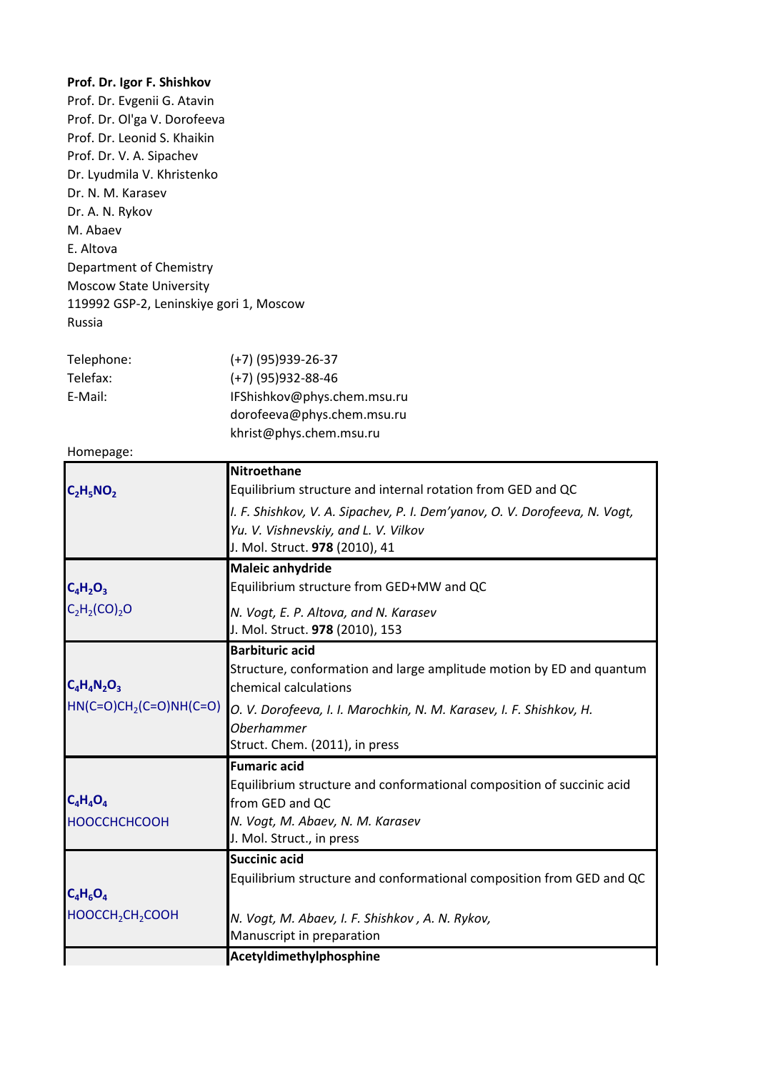**Prof. Dr. Igor F. Shishkov**
Prof. Dr. Evgenii G. Atavin
Prof. Dr. Ol'ga V. Dorofeeva
Prof. Dr. Leonid S. Khaikin
Prof. Dr. V. A. Sipachev
Dr. Lyudmila V. Khristenko
Dr. N. M. Karasev
Dr. A. N. Rykov
M. Abaev
E. Altova
Department of Chemistry
Moscow State University
119992 GSP-2, Leninskiye gori 1, Moscow
Russia

| | |
|---|---|
| Telephone: | (+7) (95)939-26-37 |
| Telefax: | (+7) (95)932-88-46 |
| E-Mail: | IFShishkov@phys.chem.msu.ru<br>dorofeeva@phys.chem.msu.ru<br>khrist@phys.chem.msu.ru |
| Homepage: | |

| Formula | Publication |
|---|---|
| **$C_2H_5NO_2$** | **Nitroethane**<br>Equilibrium structure and internal rotation from GED and QC<br>*I. F. Shishkov, V. A. Sipachev, P. I. Dem'yanov, O. V. Dorofeeva, N. Vogt, Yu. V. Vishnevskiy, and L. V. Vilkov*<br>J. Mol. Struct. **978** (2010), 41 |
| **$C_4H_2O_3$**<br>$C_2H_2(CO)_2O$ | **Maleic anhydride**<br>Equilibrium structure from GED+MW and QC<br>*N. Vogt, E. P. Altova, and N. Karasev*<br>J. Mol. Struct. **978** (2010), 153 |
| **$C_4H_4N_2O_3$**<br>$HN(C{=}O)CH_2(C{=}O)NH(C{=}O)$ | **Barbituric acid**<br>Structure, conformation and large amplitude motion by ED and quantum chemical calculations<br>*O. V. Dorofeeva, I. I. Marochkin, N. M. Karasev, I. F. Shishkov, H. Oberhammer*<br>Struct. Chem. (2011), in press |
| **$C_4H_4O_4$**<br>HOOCCHCHCOOH | **Fumaric acid**<br>Equilibrium structure and conformational composition of succinic acid from GED and QC<br>*N. Vogt, M. Abaev, N. M. Karasev*<br>J. Mol. Struct., in press |
| **$C_4H_6O_4$**<br>$HOOCCH_2CH_2COOH$ | **Succinic acid**<br>Equilibrium structure and conformational composition from GED and QC<br>*N. Vogt, M. Abaev, I. F. Shishkov , A. N. Rykov,*<br>Manuscript in preparation |
| | **Acetyldimethylphosphine** |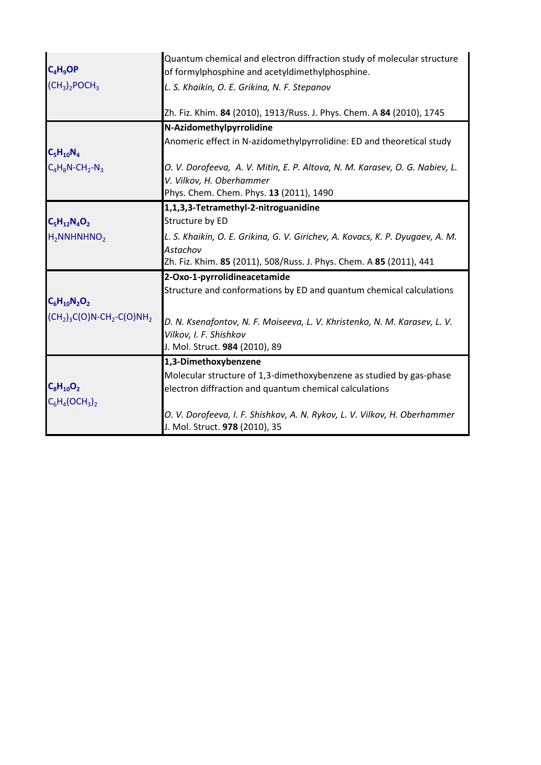| | |
|---|---|
| **$C_4H_9OP$**<br>$(CH_3)_2POCH_3$ | Quantum chemical and electron diffraction study of molecular structure of formylphosphine and acetyldimethylphosphine.<br>*L. S. Khaikin, O. E. Grikina, N. F. Stepanov*<br>Zh. Fiz. Khim. **84** (2010), 1913/Russ. J. Phys. Chem. A **84** (2010), 1745 |
| **$C_5H_{10}N_4$**<br>$C_4H_8N\text{-}CH_2\text{-}N_3$ | **N-Azidomethylpyrrolidine**<br>Anomeric effect in N-azidomethylpyrrolidine: ED and theoretical study<br>*O. V. Dorofeeva, A. V. Mitin, E. P. Altova, N. M. Karasev, O. G. Nabiev, L. V. Vilkov, H. Oberhammer*<br>Phys. Chem. Chem. Phys. **13** (2011), 1490 |
| **$C_5H_{12}N_4O_2$**<br>$H_2NNHNHNO_2$ | **1,1,3,3-Tetramethyl-2-nitroguanidine**<br>Structure by ED<br>*L. S. Khaikin, O. E. Grikina, G. V. Girichev, A. Kovacs, K. P. Dyugaev, A. M. Astachov*<br>Zh. Fiz. Khim. **85** (2011), 508/Russ. J. Phys. Chem. A **85** (2011), 441 |
| **$C_6H_{10}N_2O_2$**<br>$(CH_2)_3C(O)N\text{-}CH_2\text{-}C(O)NH_2$ | **2-Oxo-1-pyrrolidineacetamide**<br>Structure and conformations by ED and quantum chemical calculations<br>*D. N. Ksenafontov, N. F. Moiseeva, L. V. Khristenko, N. M. Karasev, L. V. Vilkov, I. F. Shishkov*<br>J. Mol. Struct. **984** (2010), 89 |
| **$C_8H_{10}O_2$**<br>$C_6H_4(OCH_3)_2$ | **1,3-Dimethoxybenzene**<br>Molecular structure of 1,3-dimethoxybenzene as studied by gas-phase electron diffraction and quantum chemical calculations<br>*O. V. Dorofeeva, I. F. Shishkov, A. N. Rykov, L. V. Vilkov, H. Oberhammer*<br>J. Mol. Struct. **978** (2010), 35 |